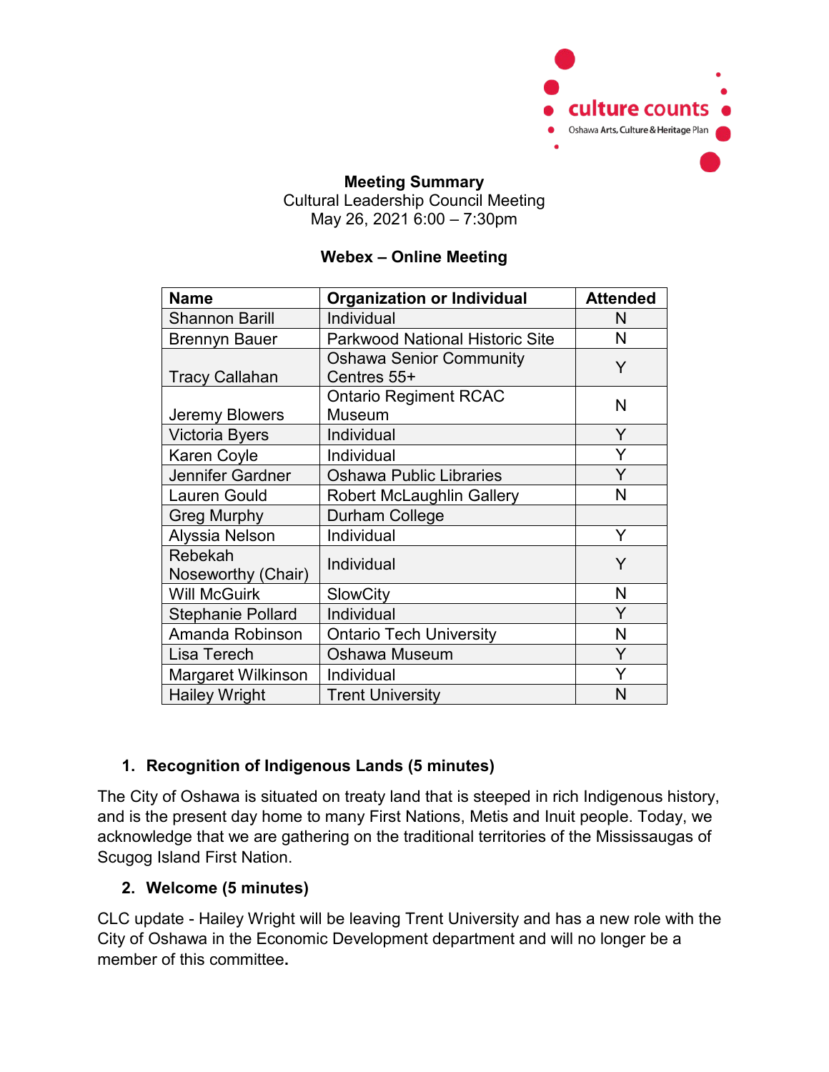culture counts
Oshawa Arts, Culture & Heritage Plan

**Meeting Summary**
Cultural Leadership Council Meeting
May 26, 2021 6:00 – 7:30pm

**Webex – Online Meeting**

| Name | Organization or Individual | Attended |
|---|---|---|
| Shannon Barill | Individual | N |
| Brennyn Bauer | Parkwood National Historic Site | N |
| Tracy Callahan | Oshawa Senior Community Centres 55+ | Y |
| Jeremy Blowers | Ontario Regiment RCAC Museum | N |
| Victoria Byers | Individual | Y |
| Karen Coyle | Individual | Y |
| Jennifer Gardner | Oshawa Public Libraries | Y |
| Lauren Gould | Robert McLaughlin Gallery | N |
| Greg Murphy | Durham College | |
| Alyssia Nelson | Individual | Y |
| Rebekah Noseworthy (Chair) | Individual | Y |
| Will McGuirk | SlowCity | N |
| Stephanie Pollard | Individual | Y |
| Amanda Robinson | Ontario Tech University | N |
| Lisa Terech | Oshawa Museum | Y |
| Margaret Wilkinson | Individual | Y |
| Hailey Wright | Trent University | N |

## 1. Recognition of Indigenous Lands (5 minutes)

The City of Oshawa is situated on treaty land that is steeped in rich Indigenous history, and is the present day home to many First Nations, Metis and Inuit people. Today, we acknowledge that we are gathering on the traditional territories of the Mississaugas of Scugog Island First Nation.

## 2. Welcome (5 minutes)

CLC update - Hailey Wright will be leaving Trent University and has a new role with the City of Oshawa in the Economic Development department and will no longer be a member of this committee.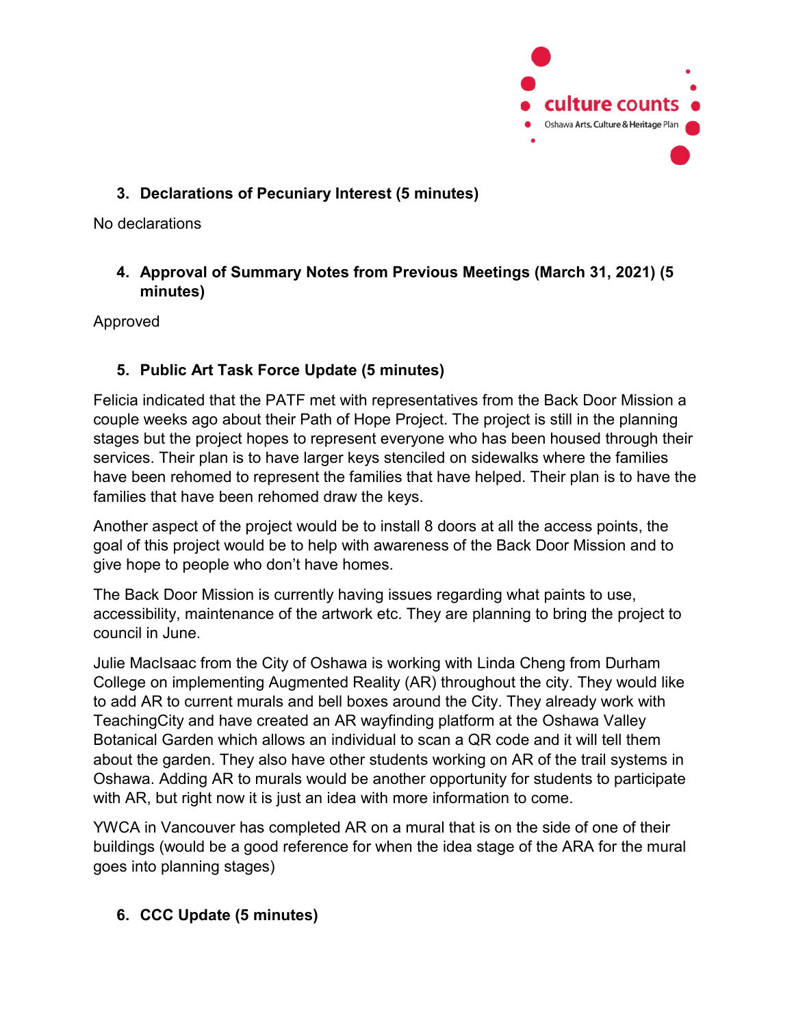### 3. Declarations of Pecuniary Interest (5 minutes)

No declarations

### 4. Approval of Summary Notes from Previous Meetings (March 31, 2021) (5 minutes)

Approved

### 5. Public Art Task Force Update (5 minutes)

Felicia indicated that the PATF met with representatives from the Back Door Mission a couple weeks ago about their Path of Hope Project. The project is still in the planning stages but the project hopes to represent everyone who has been housed through their services. Their plan is to have larger keys stenciled on sidewalks where the families have been rehomed to represent the families that have helped. Their plan is to have the families that have been rehomed draw the keys.

Another aspect of the project would be to install 8 doors at all the access points, the goal of this project would be to help with awareness of the Back Door Mission and to give hope to people who don't have homes.

The Back Door Mission is currently having issues regarding what paints to use, accessibility, maintenance of the artwork etc. They are planning to bring the project to council in June.

Julie MacIsaac from the City of Oshawa is working with Linda Cheng from Durham College on implementing Augmented Reality (AR) throughout the city. They would like to add AR to current murals and bell boxes around the City. They already work with TeachingCity and have created an AR wayfinding platform at the Oshawa Valley Botanical Garden which allows an individual to scan a QR code and it will tell them about the garden. They also have other students working on AR of the trail systems in Oshawa. Adding AR to murals would be another opportunity for students to participate with AR, but right now it is just an idea with more information to come.

YWCA in Vancouver has completed AR on a mural that is on the side of one of their buildings (would be a good reference for when the idea stage of the ARA for the mural goes into planning stages)

### 6. CCC Update (5 minutes)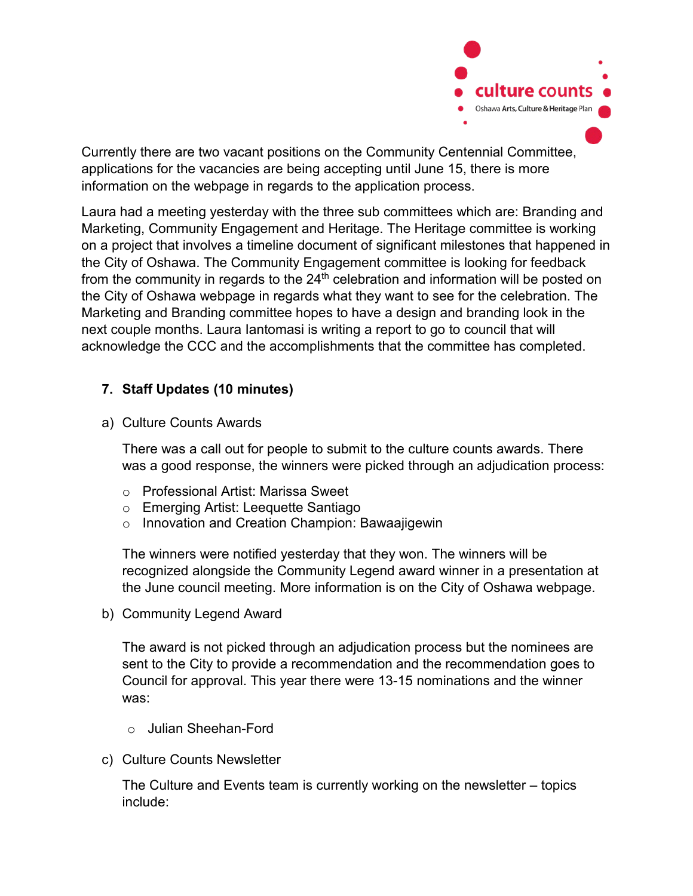Currently there are two vacant positions on the Community Centennial Committee, applications for the vacancies are being accepting until June 15, there is more information on the webpage in regards to the application process.

Laura had a meeting yesterday with the three sub committees which are: Branding and Marketing, Community Engagement and Heritage. The Heritage committee is working on a project that involves a timeline document of significant milestones that happened in the City of Oshawa. The Community Engagement committee is looking for feedback from the community in regards to the 24th celebration and information will be posted on the City of Oshawa webpage in regards what they want to see for the celebration. The Marketing and Branding committee hopes to have a design and branding look in the next couple months. Laura Iantomasi is writing a report to go to council that will acknowledge the CCC and the accomplishments that the committee has completed.

## 7. Staff Updates (10 minutes)

a) Culture Counts Awards

There was a call out for people to submit to the culture counts awards. There was a good response, the winners were picked through an adjudication process:

- Professional Artist: Marissa Sweet
- Emerging Artist: Leequette Santiago
- Innovation and Creation Champion: Bawaajigewin

The winners were notified yesterday that they won. The winners will be recognized alongside the Community Legend award winner in a presentation at the June council meeting. More information is on the City of Oshawa webpage.

b) Community Legend Award

The award is not picked through an adjudication process but the nominees are sent to the City to provide a recommendation and the recommendation goes to Council for approval. This year there were 13-15 nominations and the winner was:

- Julian Sheehan-Ford

c) Culture Counts Newsletter

The Culture and Events team is currently working on the newsletter – topics include: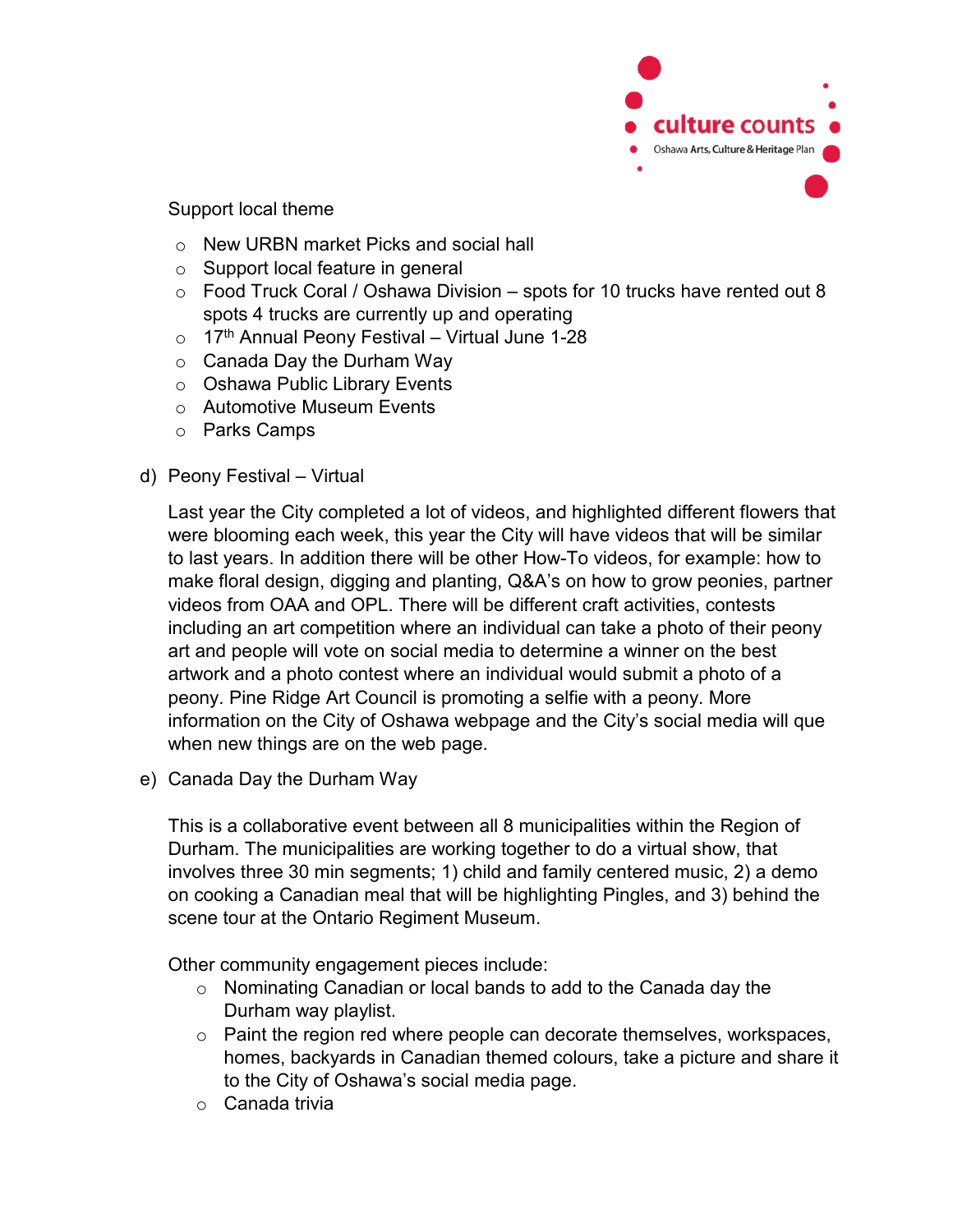Support local theme

- New URBN market Picks and social hall
- Support local feature in general
- Food Truck Coral / Oshawa Division – spots for 10 trucks have rented out 8 spots 4 trucks are currently up and operating
- 17th Annual Peony Festival – Virtual June 1-28
- Canada Day the Durham Way
- Oshawa Public Library Events
- Automotive Museum Events
- Parks Camps

d) Peony Festival – Virtual

Last year the City completed a lot of videos, and highlighted different flowers that were blooming each week, this year the City will have videos that will be similar to last years. In addition there will be other How-To videos, for example: how to make floral design, digging and planting, Q&A's on how to grow peonies, partner videos from OAA and OPL. There will be different craft activities, contests including an art competition where an individual can take a photo of their peony art and people will vote on social media to determine a winner on the best artwork and a photo contest where an individual would submit a photo of a peony. Pine Ridge Art Council is promoting a selfie with a peony. More information on the City of Oshawa webpage and the City's social media will que when new things are on the web page.

e) Canada Day the Durham Way

This is a collaborative event between all 8 municipalities within the Region of Durham. The municipalities are working together to do a virtual show, that involves three 30 min segments; 1) child and family centered music, 2) a demo on cooking a Canadian meal that will be highlighting Pingles, and 3) behind the scene tour at the Ontario Regiment Museum.

Other community engagement pieces include:

- Nominating Canadian or local bands to add to the Canada day the Durham way playlist.
- Paint the region red where people can decorate themselves, workspaces, homes, backyards in Canadian themed colours, take a picture and share it to the City of Oshawa's social media page.
- Canada trivia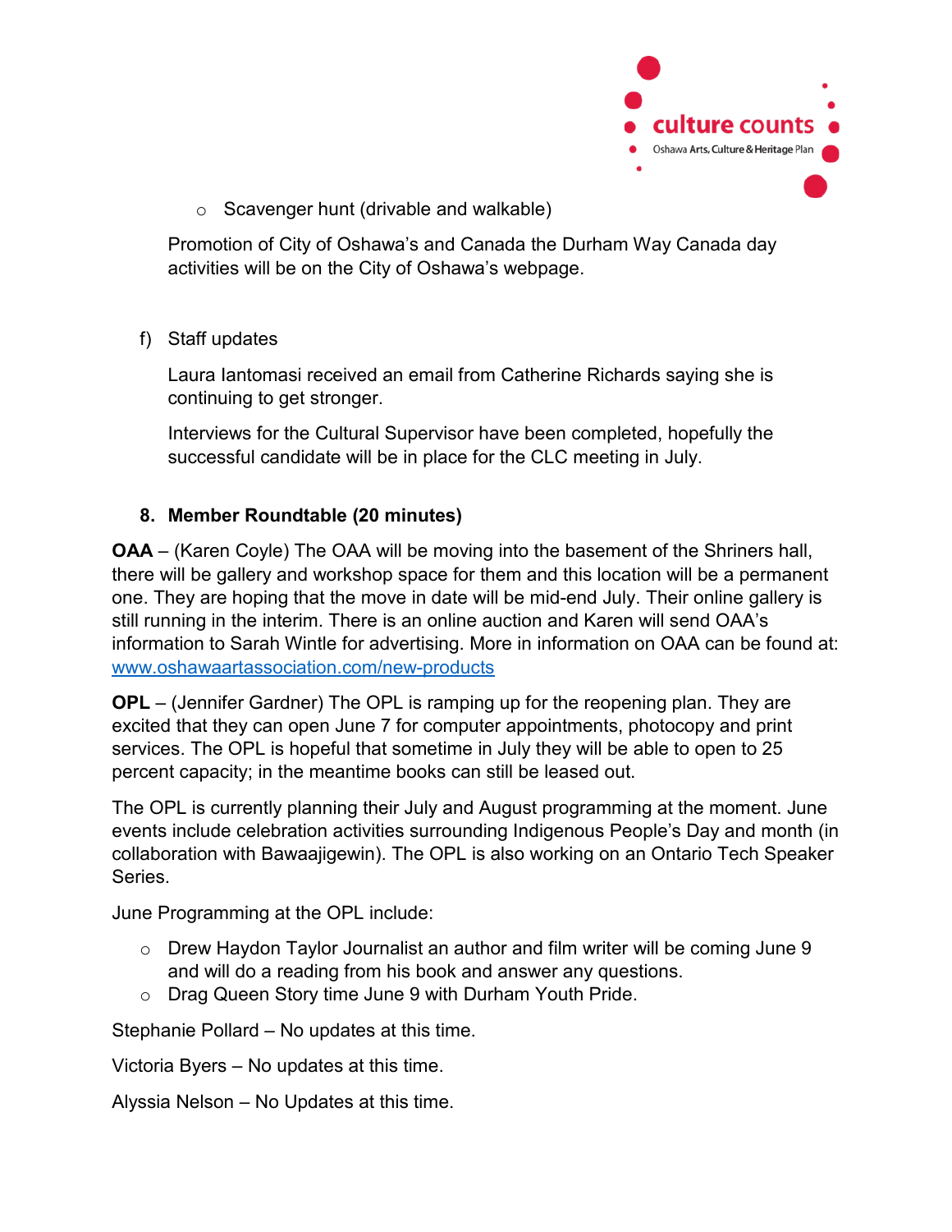- Scavenger hunt (drivable and walkable)

Promotion of City of Oshawa's and Canada the Durham Way Canada day activities will be on the City of Oshawa's webpage.

f) Staff updates

Laura Iantomasi received an email from Catherine Richards saying she is continuing to get stronger.

Interviews for the Cultural Supervisor have been completed, hopefully the successful candidate will be in place for the CLC meeting in July.

**8. Member Roundtable (20 minutes)**

**OAA** – (Karen Coyle) The OAA will be moving into the basement of the Shriners hall, there will be gallery and workshop space for them and this location will be a permanent one. They are hoping that the move in date will be mid-end July. Their online gallery is still running in the interim. There is an online auction and Karen will send OAA's information to Sarah Wintle for advertising. More in information on OAA can be found at: [www.oshawaartassociation.com/new-products](http://www.oshawaartassociation.com/new-products)

**OPL** – (Jennifer Gardner) The OPL is ramping up for the reopening plan. They are excited that they can open June 7 for computer appointments, photocopy and print services. The OPL is hopeful that sometime in July they will be able to open to 25 percent capacity; in the meantime books can still be leased out.

The OPL is currently planning their July and August programming at the moment. June events include celebration activities surrounding Indigenous People's Day and month (in collaboration with Bawaajigewin). The OPL is also working on an Ontario Tech Speaker Series.

June Programming at the OPL include:

- Drew Haydon Taylor Journalist an author and film writer will be coming June 9 and will do a reading from his book and answer any questions.
- Drag Queen Story time June 9 with Durham Youth Pride.

Stephanie Pollard – No updates at this time.

Victoria Byers – No updates at this time.

Alyssia Nelson – No Updates at this time.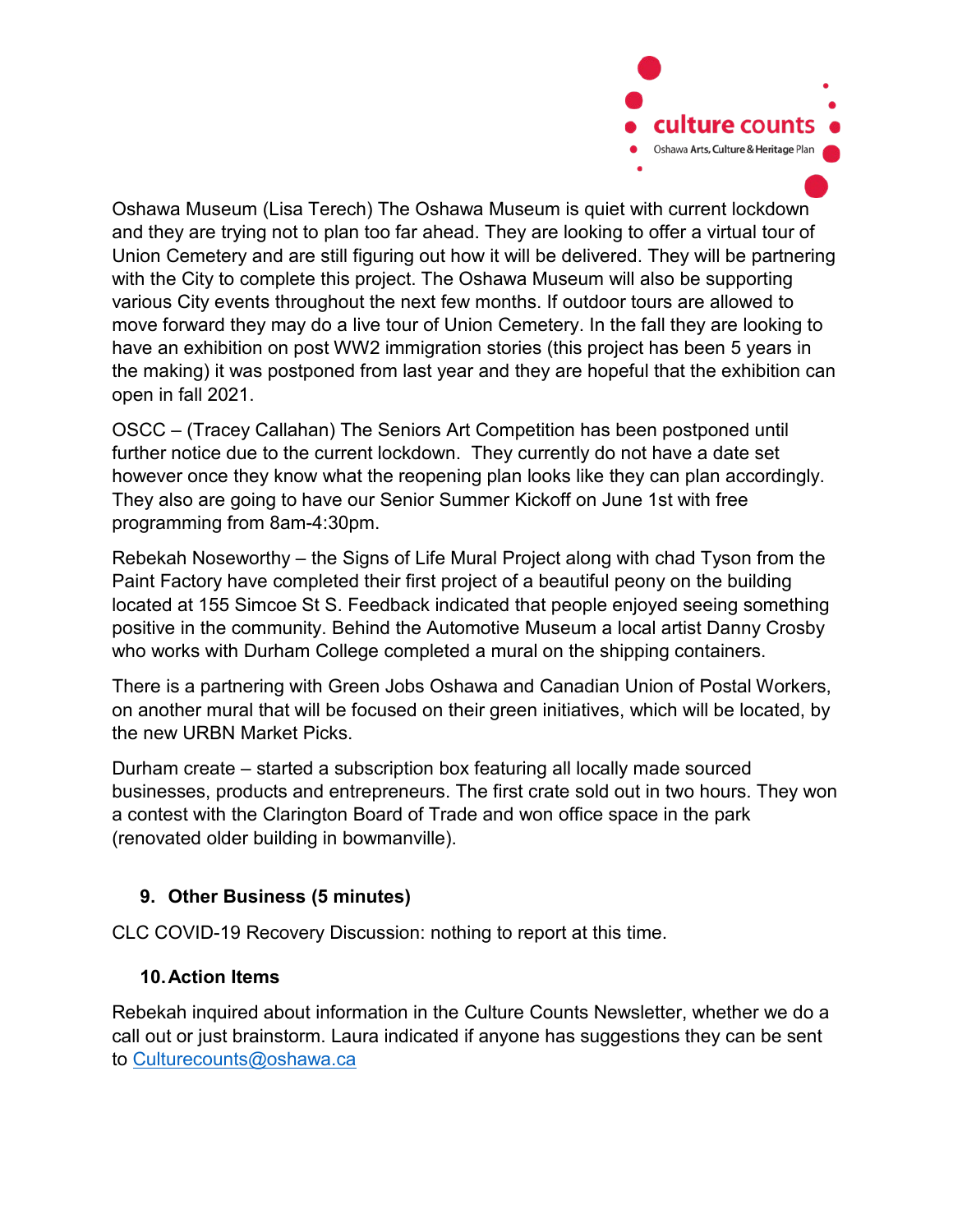Oshawa Museum (Lisa Terech) The Oshawa Museum is quiet with current lockdown and they are trying not to plan too far ahead. They are looking to offer a virtual tour of Union Cemetery and are still figuring out how it will be delivered. They will be partnering with the City to complete this project. The Oshawa Museum will also be supporting various City events throughout the next few months. If outdoor tours are allowed to move forward they may do a live tour of Union Cemetery. In the fall they are looking to have an exhibition on post WW2 immigration stories (this project has been 5 years in the making) it was postponed from last year and they are hopeful that the exhibition can open in fall 2021.

OSCC – (Tracey Callahan) The Seniors Art Competition has been postponed until further notice due to the current lockdown. They currently do not have a date set however once they know what the reopening plan looks like they can plan accordingly. They also are going to have our Senior Summer Kickoff on June 1st with free programming from 8am-4:30pm.

Rebekah Noseworthy – the Signs of Life Mural Project along with chad Tyson from the Paint Factory have completed their first project of a beautiful peony on the building located at 155 Simcoe St S. Feedback indicated that people enjoyed seeing something positive in the community. Behind the Automotive Museum a local artist Danny Crosby who works with Durham College completed a mural on the shipping containers.

There is a partnering with Green Jobs Oshawa and Canadian Union of Postal Workers, on another mural that will be focused on their green initiatives, which will be located, by the new URBN Market Picks.

Durham create – started a subscription box featuring all locally made sourced businesses, products and entrepreneurs. The first crate sold out in two hours. They won a contest with the Clarington Board of Trade and won office space in the park (renovated older building in bowmanville).

## 9. Other Business (5 minutes)

CLC COVID-19 Recovery Discussion: nothing to report at this time.

## 10. Action Items

Rebekah inquired about information in the Culture Counts Newsletter, whether we do a call out or just brainstorm. Laura indicated if anyone has suggestions they can be sent to Culturecounts@oshawa.ca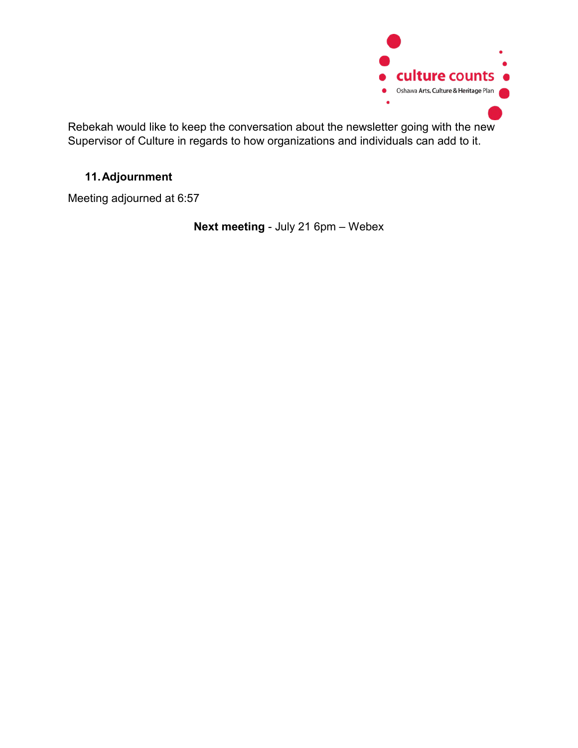Rebekah would like to keep the conversation about the newsletter going with the new Supervisor of Culture in regards to how organizations and individuals can add to it.

### 11. Adjournment

Meeting adjourned at 6:57

**Next meeting** - July 21 6pm – Webex